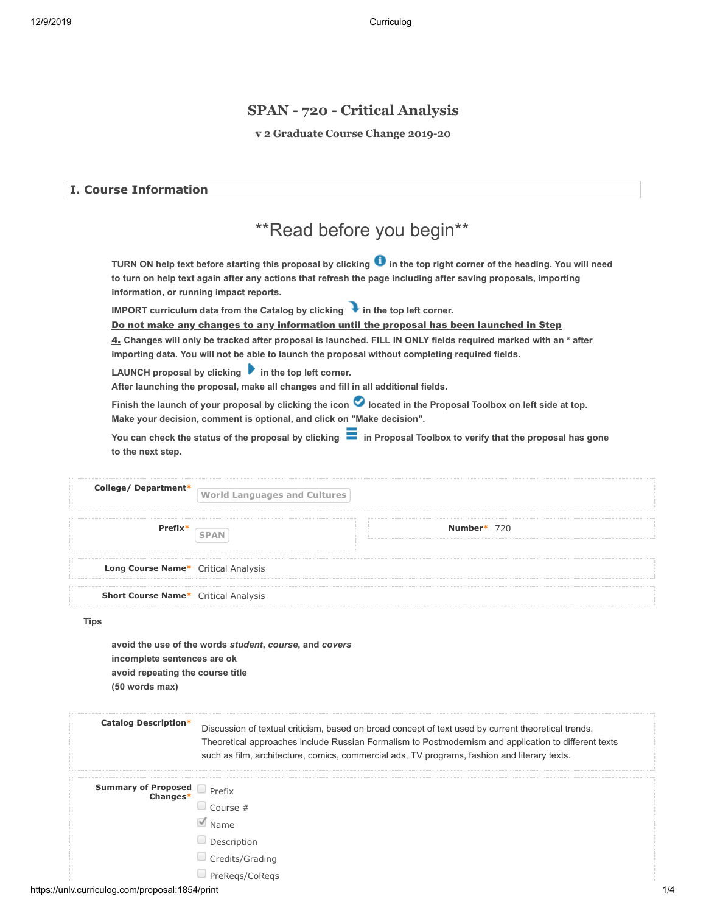# SPAN - 720 - Critical Analysis

**v 2 Graduate Course Change 2019-20**

## I. Course Information

## **Read before you begin**

**TURN ON help text before starting this proposal by clicking in the top right corner of the heading. You will need to turn on help text again after any actions that refresh the page including after saving proposals, importing information, or running impact reports.**

**IMPORT curriculum data from the Catalog by clicking in the top left corner.**

**Do not make any changes to any information until the proposal has been launched in Step 4.** **Changes will only be tracked after proposal is launched. FILL IN ONLY fields required marked with an * after importing data. You will not be able to launch the proposal without completing required fields.**

**LAUNCH proposal by clicking in the top left corner.**
**After launching the proposal, make all changes and fill in all additional fields.**

**Finish the launch of your proposal by clicking the icon located in the Proposal Toolbox on left side at top. Make your decision, comment is optional, and click on "Make decision".**

**You can check the status of the proposal by clicking in Proposal Toolbox to verify that the proposal has gone to the next step.**

**College/ Department*** World Languages and Cultures

**Prefix*** SPAN

**Number*** 720

**Long Course Name*** Critical Analysis

**Short Course Name*** Critical Analysis

**Tips**

**avoid the use of the words *student*, *course*, and *covers***
**incomplete sentences are ok**
**avoid repeating the course title**
**(50 words max)**

**Catalog Description*** Discussion of textual criticism, based on broad concept of text used by current theoretical trends. Theoretical approaches include Russian Formalism to Postmodernism and application to different texts such as film, architecture, comics, commercial ads, TV programs, fashion and literary texts.

**Summary of Proposed Changes***

- [ ] Prefix
- [ ] Course #
- [x] Name
- [ ] Description
- [ ] Credits/Grading
- [ ] PreReqs/CoReqs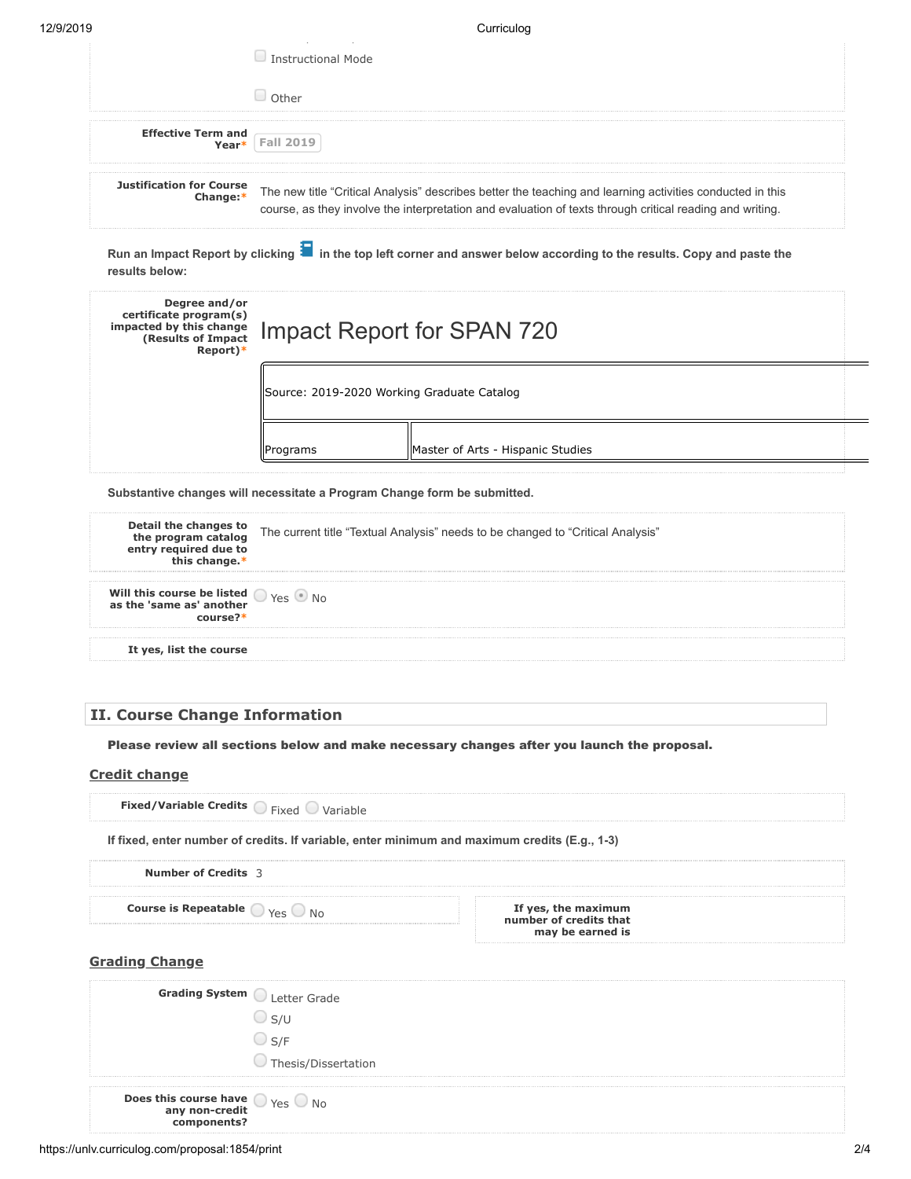☐ Instructional Mode

☐ Other

**Effective Term and Year*** Fall 2019

**Justification for Course Change:*** The new title “Critical Analysis” describes better the teaching and learning activities conducted in this course, as they involve the interpretation and evaluation of texts through critical reading and writing.

**Run an Impact Report by clicking in the top left corner and answer below according to the results. Copy and paste the results below:**

**Degree and/or certificate program(s) impacted by this change (Results of Impact Report)***

# Impact Report for SPAN 720

| Source: 2019-2020 Working Graduate Catalog | |
|---|---|
| Programs | Master of Arts - Hispanic Studies |

**Substantive changes will necessitate a Program Change form be submitted.**

**Detail the changes to the program catalog entry required due to this change.*** The current title “Textual Analysis” needs to be changed to “Critical Analysis”

**Will this course be listed as the 'same as' another course?*** ○ Yes ◉ No

**It yes, list the course**

## II. Course Change Information

**Please review all sections below and make necessary changes after you launch the proposal.**

### Credit change

**Fixed/Variable Credits** ○ Fixed ○ Variable

**If fixed, enter number of credits. If variable, enter minimum and maximum credits (E.g., 1-3)**

**Number of Credits** 3

**Course is Repeatable** ○ Yes ○ No

**If yes, the maximum number of credits that may be earned is**

### Grading Change

**Grading System**
○ Letter Grade
○ S/U
○ S/F
○ Thesis/Dissertation

**Does this course have any non-credit components?** ○ Yes ○ No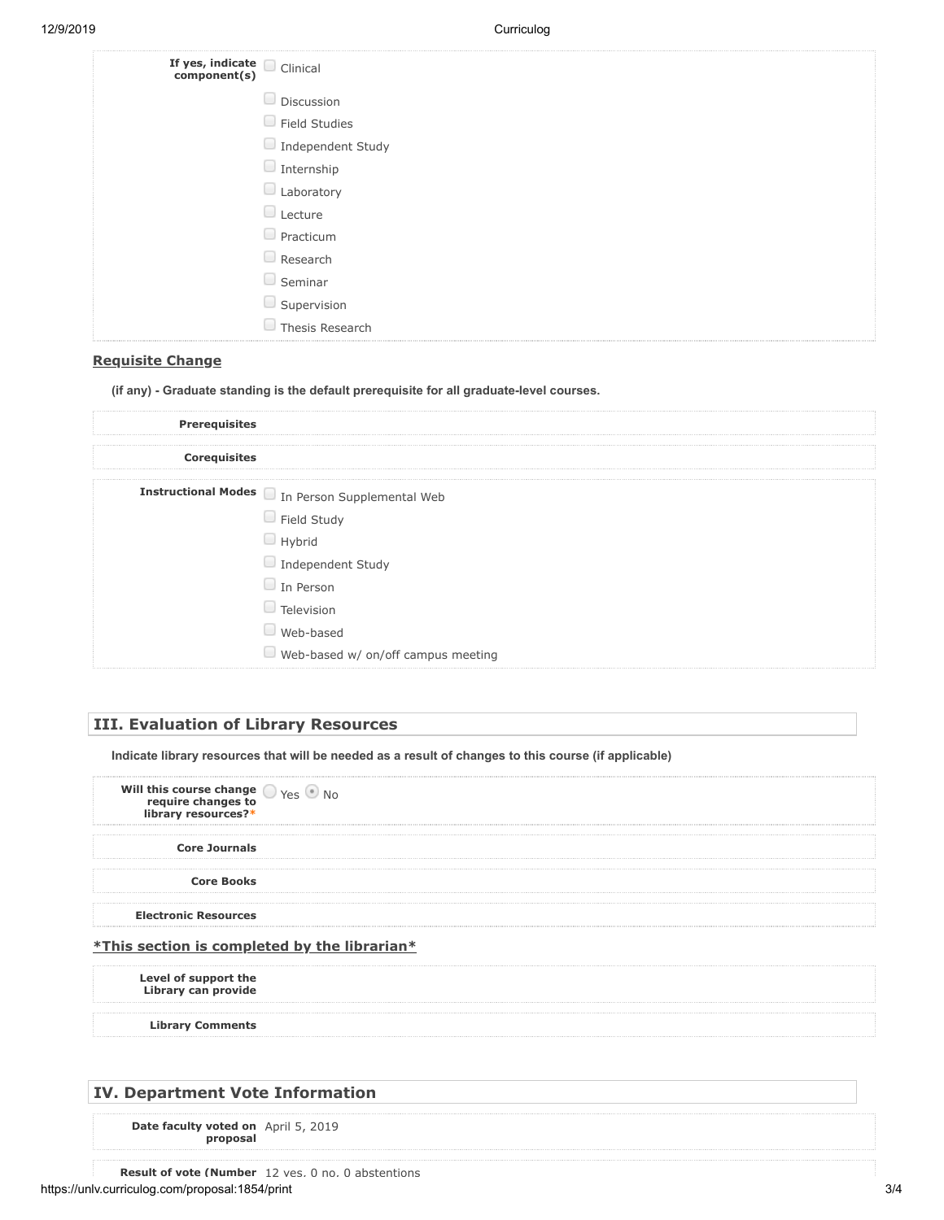**If yes, indicate component(s)**

- ☐ Clinical
- ☐ Discussion
- ☐ Field Studies
- ☐ Independent Study
- ☐ Internship
- ☐ Laboratory
- ☐ Lecture
- ☐ Practicum
- ☐ Research
- ☐ Seminar
- ☐ Supervision
- ☐ Thesis Research

## Requisite Change

**(if any) - Graduate standing is the default prerequisite for all graduate-level courses.**

**Prerequisites**

**Corequisites**

**Instructional Modes**

- ☐ In Person Supplemental Web
- ☐ Field Study
- ☐ Hybrid
- ☐ Independent Study
- ☐ In Person
- ☐ Television
- ☐ Web-based
- ☐ Web-based w/ on/off campus meeting

## III. Evaluation of Library Resources

**Indicate library resources that will be needed as a result of changes to this course (if applicable)**

**Will this course change require changes to library resources?*** ○ Yes ◉ No

**Core Journals**

**Core Books**

**Electronic Resources**

## *This section is completed by the librarian*

**Level of support the Library can provide**

**Library Comments**

## IV. Department Vote Information

**Date faculty voted on proposal** April 5, 2019

**Result of vote (Number** 12 yes, 0 no, 0 abstentions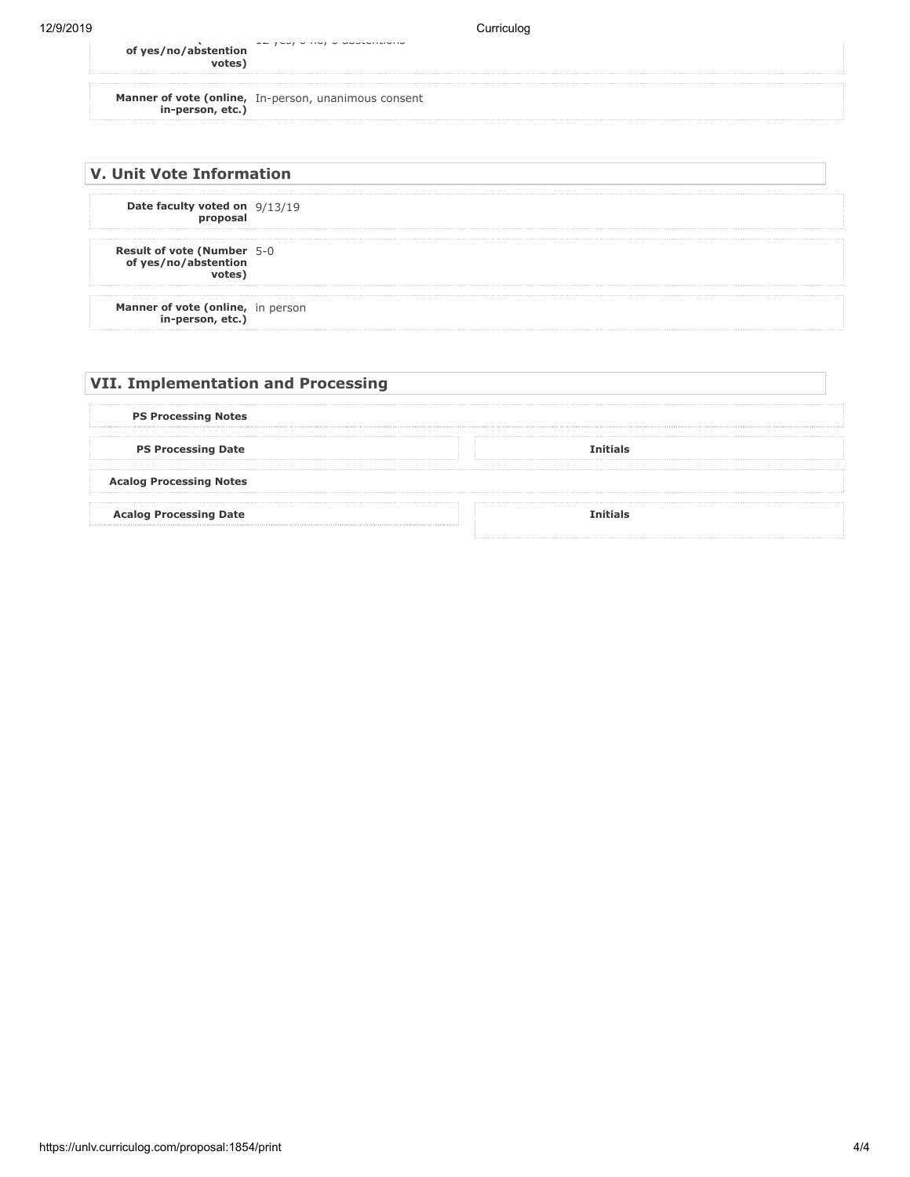| | |
|---|---|
| **of yes/no/abstention votes)** | 12 yes, 0 no, 0 abstentions |

| | |
|---|---|
| **Manner of vote (online, in-person, etc.)** | In-person, unanimous consent |

## V. Unit Vote Information

| | |
|---|---|
| **Date faculty voted on proposal** | 9/13/19 |
| **Result of vote (Number of yes/no/abstention votes)** | 5-0 |
| **Manner of vote (online, in-person, etc.)** | in person |

## VII. Implementation and Processing

| | | | |
|---|---|---|---|
| **PS Processing Notes** | | | |
| **PS Processing Date** | | **Initials** | |
| **Acalog Processing Notes** | | | |
| **Acalog Processing Date** | | **Initials** | |